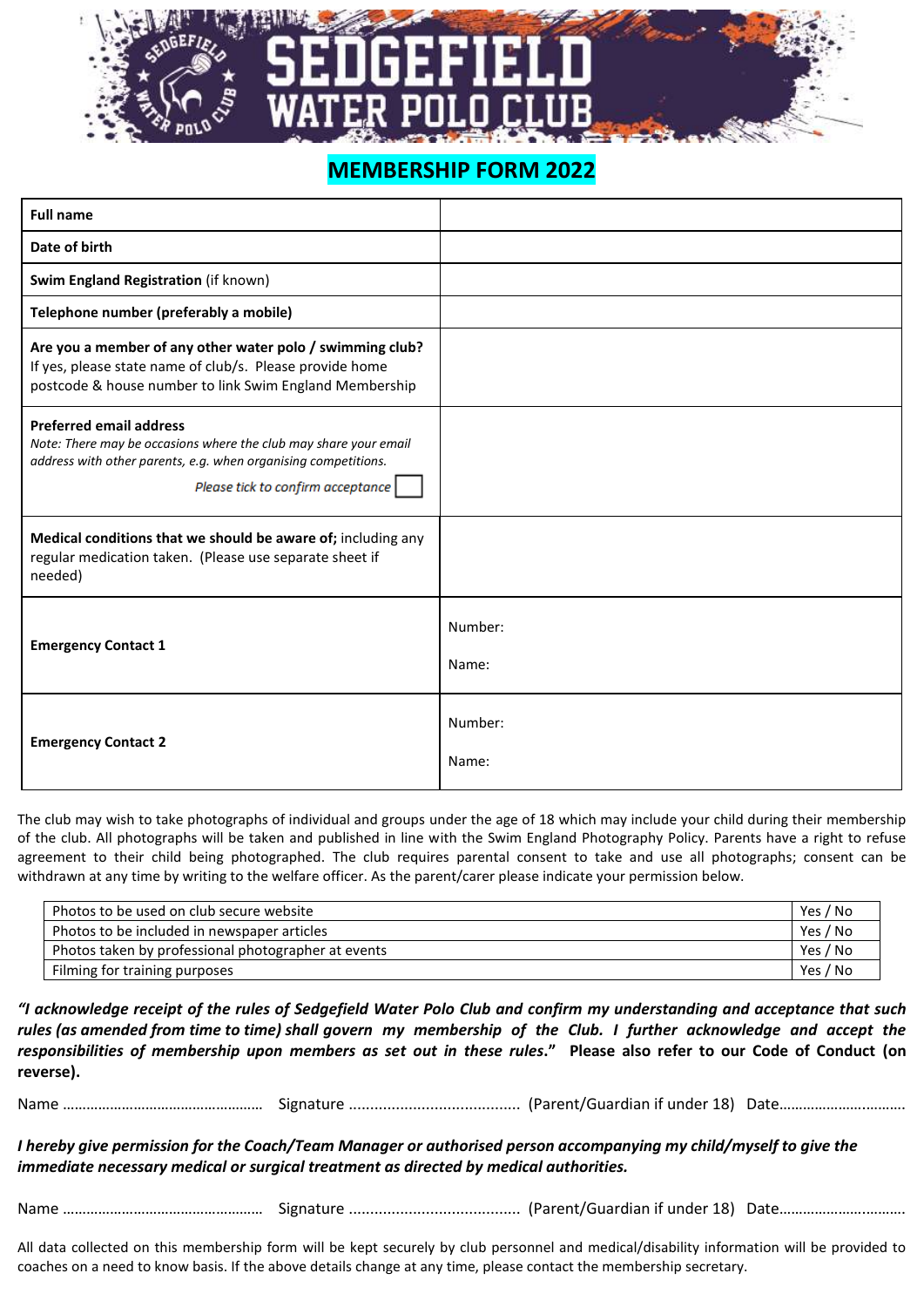# SEDGEFIELD WATER POLO CLUB

## MEMBERSHIP FORM 2022

| | |
|---|---|
| **Full name** | |
| **Date of birth** | |
| **Swim England Registration** (if known) | |
| **Telephone number (preferably a mobile)** | |
| **Are you a member of any other water polo / swimming club?** If yes, please state name of club/s. Please provide home postcode & house number to link Swim England Membership | |
| **Preferred email address** *Note: There may be occasions where the club may share your email address with other parents, e.g. when organising competitions.* *Please tick to confirm acceptance* ☐ | |
| **Medical conditions that we should be aware of;** including any regular medication taken. (Please use separate sheet if needed) | |
| **Emergency Contact 1** | Number: Name: |
| **Emergency Contact 2** | Number: Name: |

The club may wish to take photographs of individual and groups under the age of 18 which may include your child during their membership of the club. All photographs will be taken and published in line with the Swim England Photography Policy. Parents have a right to refuse agreement to their child being photographed. The club requires parental consent to take and use all photographs; consent can be withdrawn at any time by writing to the welfare officer. As the parent/carer please indicate your permission below.

| | |
|---|---|
| Photos to be used on club secure website | Yes / No |
| Photos to be included in newspaper articles | Yes / No |
| Photos taken by professional photographer at events | Yes / No |
| Filming for training purposes | Yes / No |

***"I acknowledge receipt of the rules of Sedgefield Water Polo Club and confirm my understanding and acceptance that such rules (as amended from time to time) shall govern my membership of the Club. I further acknowledge and accept the responsibilities of membership upon members as set out in these rules."*** **Please also refer to our Code of Conduct (on reverse).**

Name …………………………………………… Signature ....................................... (Parent/Guardian if under 18) Date………………………….

***I hereby give permission for the Coach/Team Manager or authorised person accompanying my child/myself to give the immediate necessary medical or surgical treatment as directed by medical authorities.***

Name …………………………………………… Signature ....................................... (Parent/Guardian if under 18) Date………………………….

All data collected on this membership form will be kept securely by club personnel and medical/disability information will be provided to coaches on a need to know basis. If the above details change at any time, please contact the membership secretary.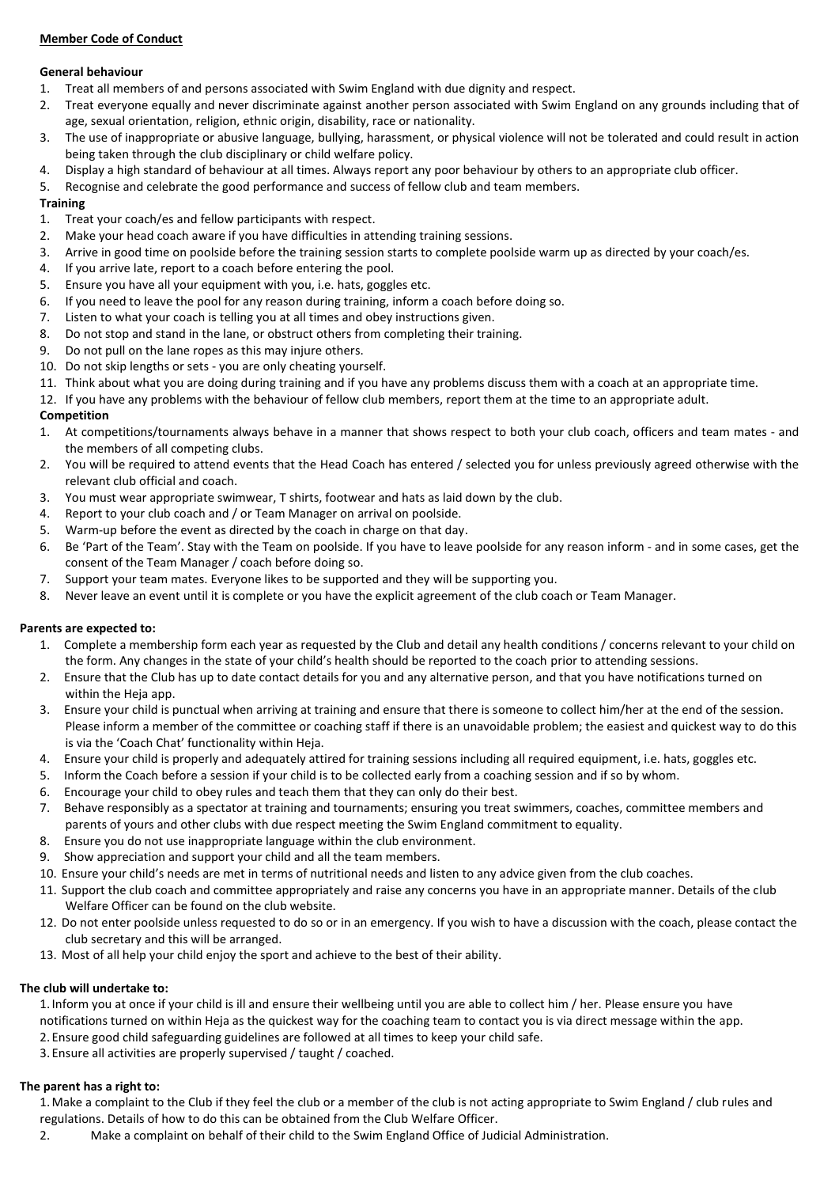**Member Code of Conduct**

**General behaviour**

1. Treat all members of and persons associated with Swim England with due dignity and respect.
2. Treat everyone equally and never discriminate against another person associated with Swim England on any grounds including that of age, sexual orientation, religion, ethnic origin, disability, race or nationality.
3. The use of inappropriate or abusive language, bullying, harassment, or physical violence will not be tolerated and could result in action being taken through the club disciplinary or child welfare policy.
4. Display a high standard of behaviour at all times. Always report any poor behaviour by others to an appropriate club officer.
5. Recognise and celebrate the good performance and success of fellow club and team members.

**Training**

1. Treat your coach/es and fellow participants with respect.
2. Make your head coach aware if you have difficulties in attending training sessions.
3. Arrive in good time on poolside before the training session starts to complete poolside warm up as directed by your coach/es.
4. If you arrive late, report to a coach before entering the pool.
5. Ensure you have all your equipment with you, i.e. hats, goggles etc.
6. If you need to leave the pool for any reason during training, inform a coach before doing so.
7. Listen to what your coach is telling you at all times and obey instructions given.
8. Do not stop and stand in the lane, or obstruct others from completing their training.
9. Do not pull on the lane ropes as this may injure others.
10. Do not skip lengths or sets - you are only cheating yourself.
11. Think about what you are doing during training and if you have any problems discuss them with a coach at an appropriate time.
12. If you have any problems with the behaviour of fellow club members, report them at the time to an appropriate adult.

**Competition**

1. At competitions/tournaments always behave in a manner that shows respect to both your club coach, officers and team mates - and the members of all competing clubs.
2. You will be required to attend events that the Head Coach has entered / selected you for unless previously agreed otherwise with the relevant club official and coach.
3. You must wear appropriate swimwear, T shirts, footwear and hats as laid down by the club.
4. Report to your club coach and / or Team Manager on arrival on poolside.
5. Warm-up before the event as directed by the coach in charge on that day.
6. Be 'Part of the Team'. Stay with the Team on poolside. If you have to leave poolside for any reason inform - and in some cases, get the consent of the Team Manager / coach before doing so.
7. Support your team mates. Everyone likes to be supported and they will be supporting you.
8. Never leave an event until it is complete or you have the explicit agreement of the club coach or Team Manager.

**Parents are expected to:**

1. Complete a membership form each year as requested by the Club and detail any health conditions / concerns relevant to your child on the form. Any changes in the state of your child's health should be reported to the coach prior to attending sessions.
2. Ensure that the Club has up to date contact details for you and any alternative person, and that you have notifications turned on within the Heja app.
3. Ensure your child is punctual when arriving at training and ensure that there is someone to collect him/her at the end of the session. Please inform a member of the committee or coaching staff if there is an unavoidable problem; the easiest and quickest way to do this is via the 'Coach Chat' functionality within Heja.
4. Ensure your child is properly and adequately attired for training sessions including all required equipment, i.e. hats, goggles etc.
5. Inform the Coach before a session if your child is to be collected early from a coaching session and if so by whom.
6. Encourage your child to obey rules and teach them that they can only do their best.
7. Behave responsibly as a spectator at training and tournaments; ensuring you treat swimmers, coaches, committee members and parents of yours and other clubs with due respect meeting the Swim England commitment to equality.
8. Ensure you do not use inappropriate language within the club environment.
9. Show appreciation and support your child and all the team members.
10. Ensure your child's needs are met in terms of nutritional needs and listen to any advice given from the club coaches.
11. Support the club coach and committee appropriately and raise any concerns you have in an appropriate manner. Details of the club Welfare Officer can be found on the club website.
12. Do not enter poolside unless requested to do so or in an emergency. If you wish to have a discussion with the coach, please contact the club secretary and this will be arranged.
13. Most of all help your child enjoy the sport and achieve to the best of their ability.

**The club will undertake to:**

1. Inform you at once if your child is ill and ensure their wellbeing until you are able to collect him / her. Please ensure you have notifications turned on within Heja as the quickest way for the coaching team to contact you is via direct message within the app.
2. Ensure good child safeguarding guidelines are followed at all times to keep your child safe.
3. Ensure all activities are properly supervised / taught / coached.

**The parent has a right to:**

1. Make a complaint to the Club if they feel the club or a member of the club is not acting appropriate to Swim England / club rules and regulations. Details of how to do this can be obtained from the Club Welfare Officer.
2. Make a complaint on behalf of their child to the Swim England Office of Judicial Administration.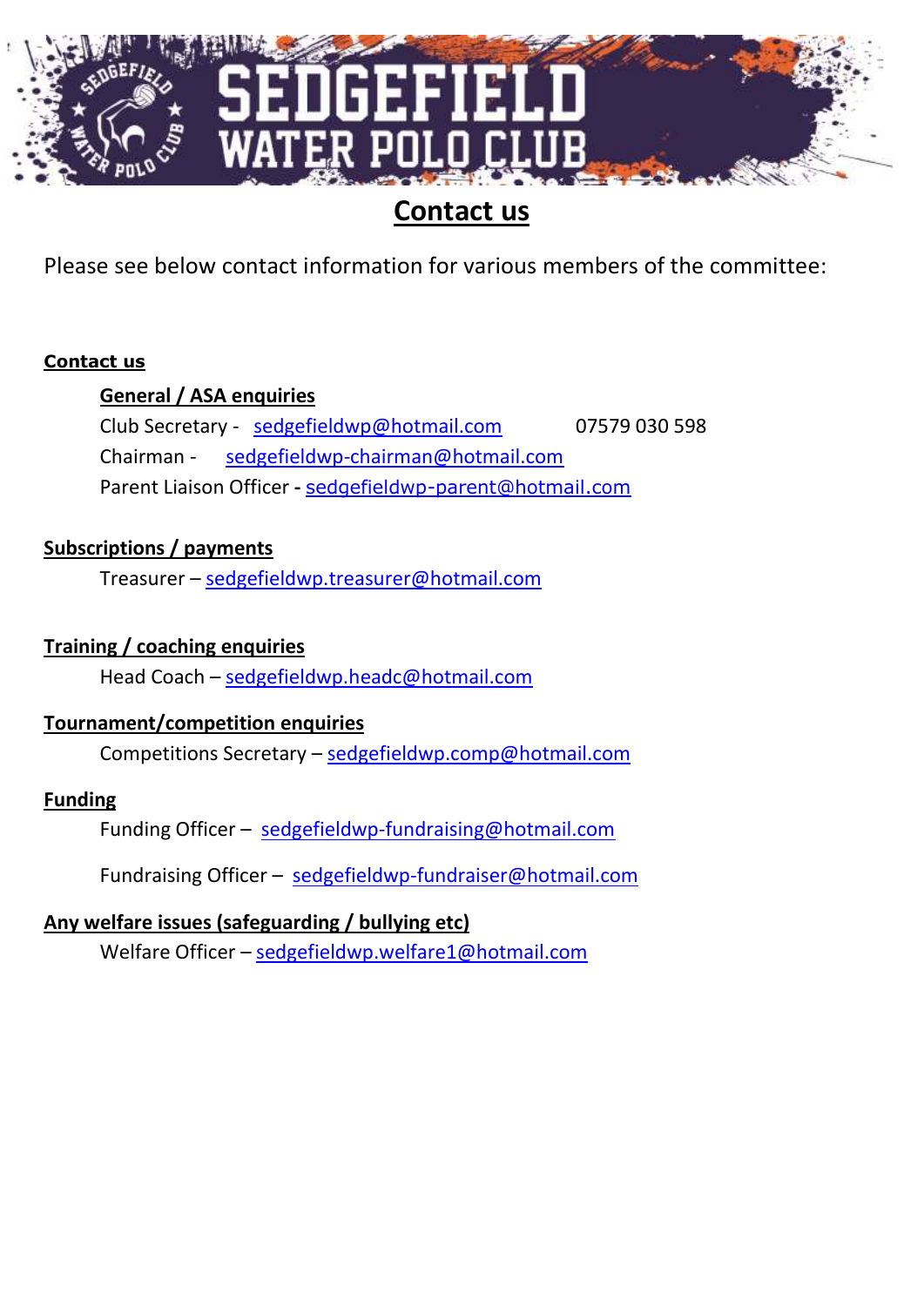# SEDGEFIELD WATER POLO CLUB

## Contact us

Please see below contact information for various members of the committee:

**Contact us**

**General / ASA enquiries**

Club Secretary - sedgefieldwp@hotmail.com 07579 030 598

Chairman - sedgefieldwp-chairman@hotmail.com

Parent Liaison Officer - sedgefieldwp-parent@hotmail.com

**Subscriptions / payments**

Treasurer – sedgefieldwp.treasurer@hotmail.com

**Training / coaching enquiries**

Head Coach – sedgefieldwp.headc@hotmail.com

**Tournament/competition enquiries**

Competitions Secretary – sedgefieldwp.comp@hotmail.com

**Funding**

Funding Officer – sedgefieldwp-fundraising@hotmail.com

Fundraising Officer – sedgefieldwp-fundraiser@hotmail.com

**Any welfare issues (safeguarding / bullying etc)**

Welfare Officer – sedgefieldwp.welfare1@hotmail.com